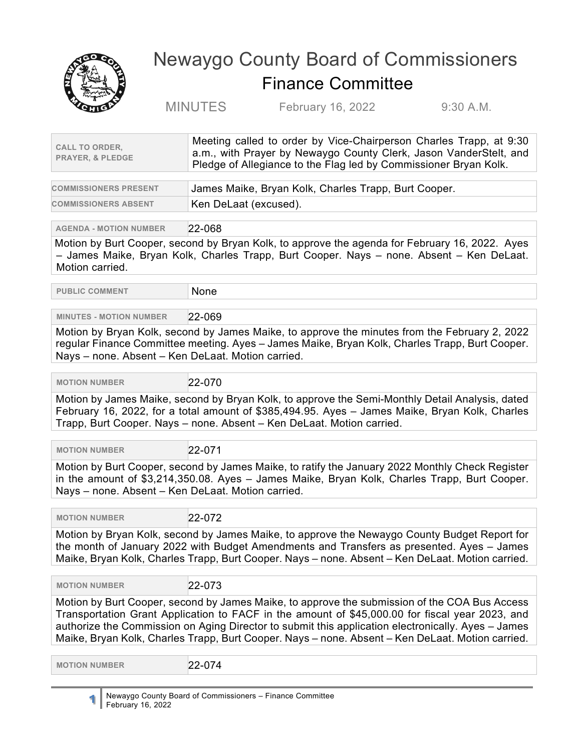# Newaygo County Board of Commissioners

## Finance Committee

MINUTES February 16, 2022 9:30 A.M.

| CALL TO ORDER, PRAYER, & PLEDGE | Meeting called to order by Vice-Chairperson Charles Trapp, at 9:30 a.m., with Prayer by Newaygo County Clerk, Jason VanderStelt, and Pledge of Allegiance to the Flag led by Commissioner Bryan Kolk. |
|---|---|

| COMMISSIONERS PRESENT | James Maike, Bryan Kolk, Charles Trapp, Burt Cooper. |
|---|---|
| COMMISSIONERS ABSENT | Ken DeLaat (excused). |

**AGENDA - MOTION NUMBER** 22-068

Motion by Burt Cooper, second by Bryan Kolk, to approve the agenda for February 16, 2022. Ayes – James Maike, Bryan Kolk, Charles Trapp, Burt Cooper. Nays – none. Absent – Ken DeLaat. Motion carried.

**PUBLIC COMMENT** None

**MINUTES - MOTION NUMBER** 22-069

Motion by Bryan Kolk, second by James Maike, to approve the minutes from the February 2, 2022 regular Finance Committee meeting. Ayes – James Maike, Bryan Kolk, Charles Trapp, Burt Cooper. Nays – none. Absent – Ken DeLaat. Motion carried.

**MOTION NUMBER** 22-070

Motion by James Maike, second by Bryan Kolk, to approve the Semi-Monthly Detail Analysis, dated February 16, 2022, for a total amount of $385,494.95. Ayes – James Maike, Bryan Kolk, Charles Trapp, Burt Cooper. Nays – none. Absent – Ken DeLaat. Motion carried.

**MOTION NUMBER** 22-071

Motion by Burt Cooper, second by James Maike, to ratify the January 2022 Monthly Check Register in the amount of $3,214,350.08. Ayes – James Maike, Bryan Kolk, Charles Trapp, Burt Cooper. Nays – none. Absent – Ken DeLaat. Motion carried.

**MOTION NUMBER** 22-072

Motion by Bryan Kolk, second by James Maike, to approve the Newaygo County Budget Report for the month of January 2022 with Budget Amendments and Transfers as presented. Ayes – James Maike, Bryan Kolk, Charles Trapp, Burt Cooper. Nays – none. Absent – Ken DeLaat. Motion carried.

**MOTION NUMBER** 22-073

Motion by Burt Cooper, second by James Maike, to approve the submission of the COA Bus Access Transportation Grant Application to FACF in the amount of $45,000.00 for fiscal year 2023, and authorize the Commission on Aging Director to submit this application electronically. Ayes – James Maike, Bryan Kolk, Charles Trapp, Burt Cooper. Nays – none. Absent – Ken DeLaat. Motion carried.

**MOTION NUMBER** 22-074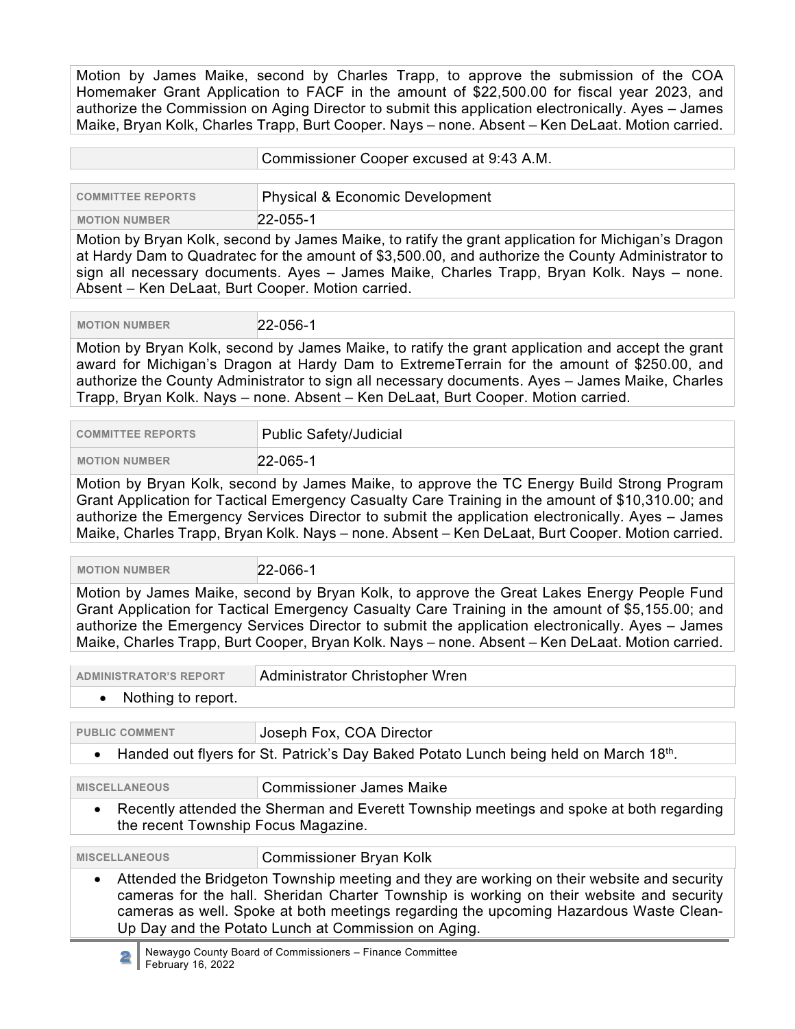Motion by James Maike, second by Charles Trapp, to approve the submission of the COA Homemaker Grant Application to FACF in the amount of $22,500.00 for fiscal year 2023, and authorize the Commission on Aging Director to submit this application electronically. Ayes – James Maike, Bryan Kolk, Charles Trapp, Burt Cooper. Nays – none. Absent – Ken DeLaat. Motion carried.

Commissioner Cooper excused at 9:43 A.M.

| COMMITTEE REPORTS | Physical & Economic Development |
| --- | --- |
| MOTION NUMBER | 22-055-1 |

Motion by Bryan Kolk, second by James Maike, to ratify the grant application for Michigan's Dragon at Hardy Dam to Quadratec for the amount of $3,500.00, and authorize the County Administrator to sign all necessary documents. Ayes – James Maike, Charles Trapp, Bryan Kolk. Nays – none. Absent – Ken DeLaat, Burt Cooper. Motion carried.

| MOTION NUMBER | 22-056-1 |
| --- | --- |

Motion by Bryan Kolk, second by James Maike, to ratify the grant application and accept the grant award for Michigan's Dragon at Hardy Dam to ExtremeTerrain for the amount of $250.00, and authorize the County Administrator to sign all necessary documents. Ayes – James Maike, Charles Trapp, Bryan Kolk. Nays – none. Absent – Ken DeLaat, Burt Cooper. Motion carried.

| COMMITTEE REPORTS | Public Safety/Judicial |
| --- | --- |
| MOTION NUMBER | 22-065-1 |

Motion by Bryan Kolk, second by James Maike, to approve the TC Energy Build Strong Program Grant Application for Tactical Emergency Casualty Care Training in the amount of $10,310.00; and authorize the Emergency Services Director to submit the application electronically. Ayes – James Maike, Charles Trapp, Bryan Kolk. Nays – none. Absent – Ken DeLaat, Burt Cooper. Motion carried.

| MOTION NUMBER | 22-066-1 |
| --- | --- |

Motion by James Maike, second by Bryan Kolk, to approve the Great Lakes Energy People Fund Grant Application for Tactical Emergency Casualty Care Training in the amount of $5,155.00; and authorize the Emergency Services Director to submit the application electronically. Ayes – James Maike, Charles Trapp, Burt Cooper, Bryan Kolk. Nays – none. Absent – Ken DeLaat. Motion carried.

| ADMINISTRATOR'S REPORT | Administrator Christopher Wren |
| --- | --- |

- Nothing to report.

| PUBLIC COMMENT | Joseph Fox, COA Director |
| --- | --- |

- Handed out flyers for St. Patrick's Day Baked Potato Lunch being held on March 18th.

| MISCELLANEOUS | Commissioner James Maike |
| --- | --- |

- Recently attended the Sherman and Everett Township meetings and spoke at both regarding the recent Township Focus Magazine.

| MISCELLANEOUS | Commissioner Bryan Kolk |
| --- | --- |

- Attended the Bridgeton Township meeting and they are working on their website and security cameras for the hall. Sheridan Charter Township is working on their website and security cameras as well. Spoke at both meetings regarding the upcoming Hazardous Waste Clean-Up Day and the Potato Lunch at Commission on Aging.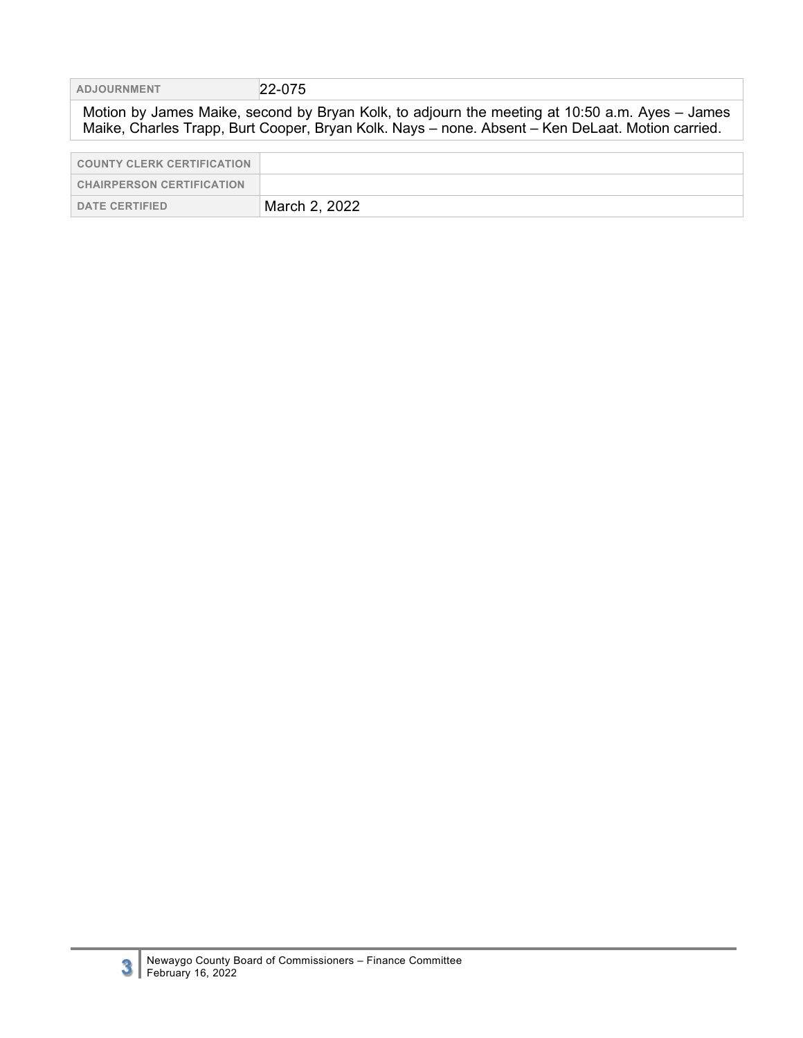| | |
|---|---|
| ADJOURNMENT | 22-075 |

Motion by James Maike, second by Bryan Kolk, to adjourn the meeting at 10:50 a.m. Ayes – James Maike, Charles Trapp, Burt Cooper, Bryan Kolk. Nays – none. Absent – Ken DeLaat. Motion carried.

| | |
|---|---|
| COUNTY CLERK CERTIFICATION | |
| CHAIRPERSON CERTIFICATION | |
| DATE CERTIFIED | March 2, 2022 |